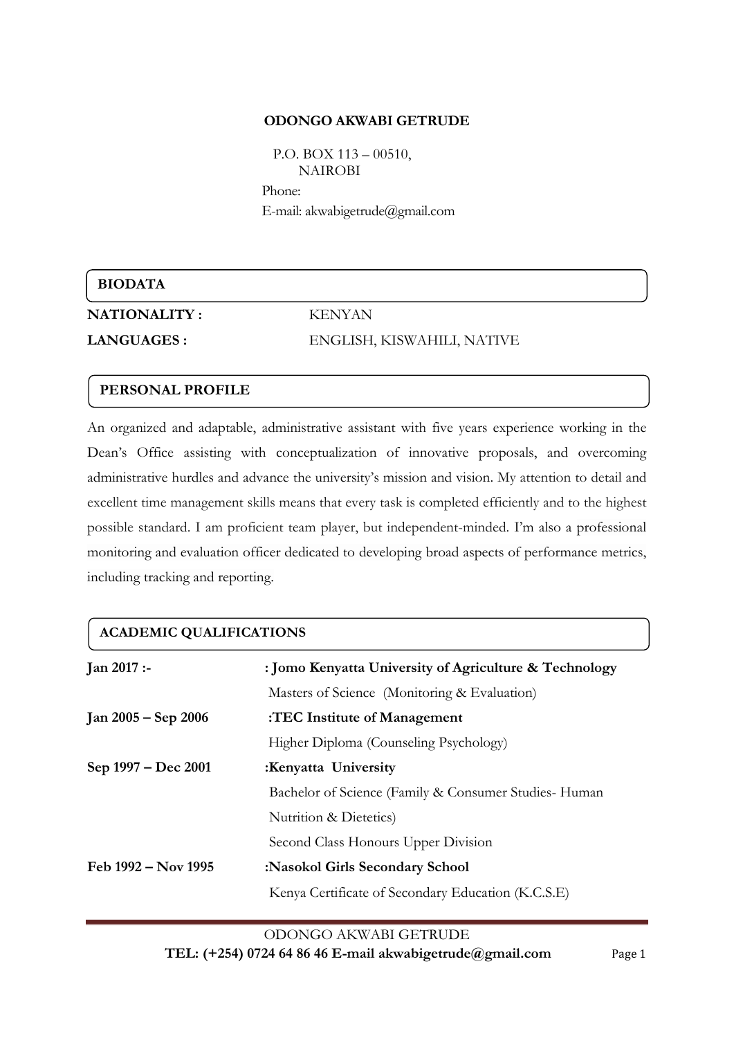**ODONGO AKWABI GETRUDE**

P.O. BOX 113 – 00510,
NAIROBI

Phone:

E-mail: akwabigetrude@gmail.com

## BIODATA

| | |
|---|---|
| **NATIONALITY :** | KENYAN |
| **LANGUAGES :** | ENGLISH, KISWAHILI, NATIVE |

## PERSONAL PROFILE

An organized and adaptable, administrative assistant with five years experience working in the Dean's Office assisting with conceptualization of innovative proposals, and overcoming administrative hurdles and advance the university's mission and vision. My attention to detail and excellent time management skills means that every task is completed efficiently and to the highest possible standard. I am proficient team player, but independent-minded. I'm also a professional monitoring and evaluation officer dedicated to developing broad aspects of performance metrics, including tracking and reporting.

## ACADEMIC QUALIFICATIONS

**Jan 2017 :-** **: Jomo Kenyatta University of Agriculture & Technology**
Masters of Science (Monitoring & Evaluation)

**Jan 2005 – Sep 2006** **:TEC Institute of Management**
Higher Diploma (Counseling Psychology)

**Sep 1997 – Dec 2001** **:Kenyatta University**
Bachelor of Science (Family & Consumer Studies- Human Nutrition & Dietetics)
Second Class Honours Upper Division

**Feb 1992 – Nov 1995** **:Nasokol Girls Secondary School**
Kenya Certificate of Secondary Education (K.C.S.E)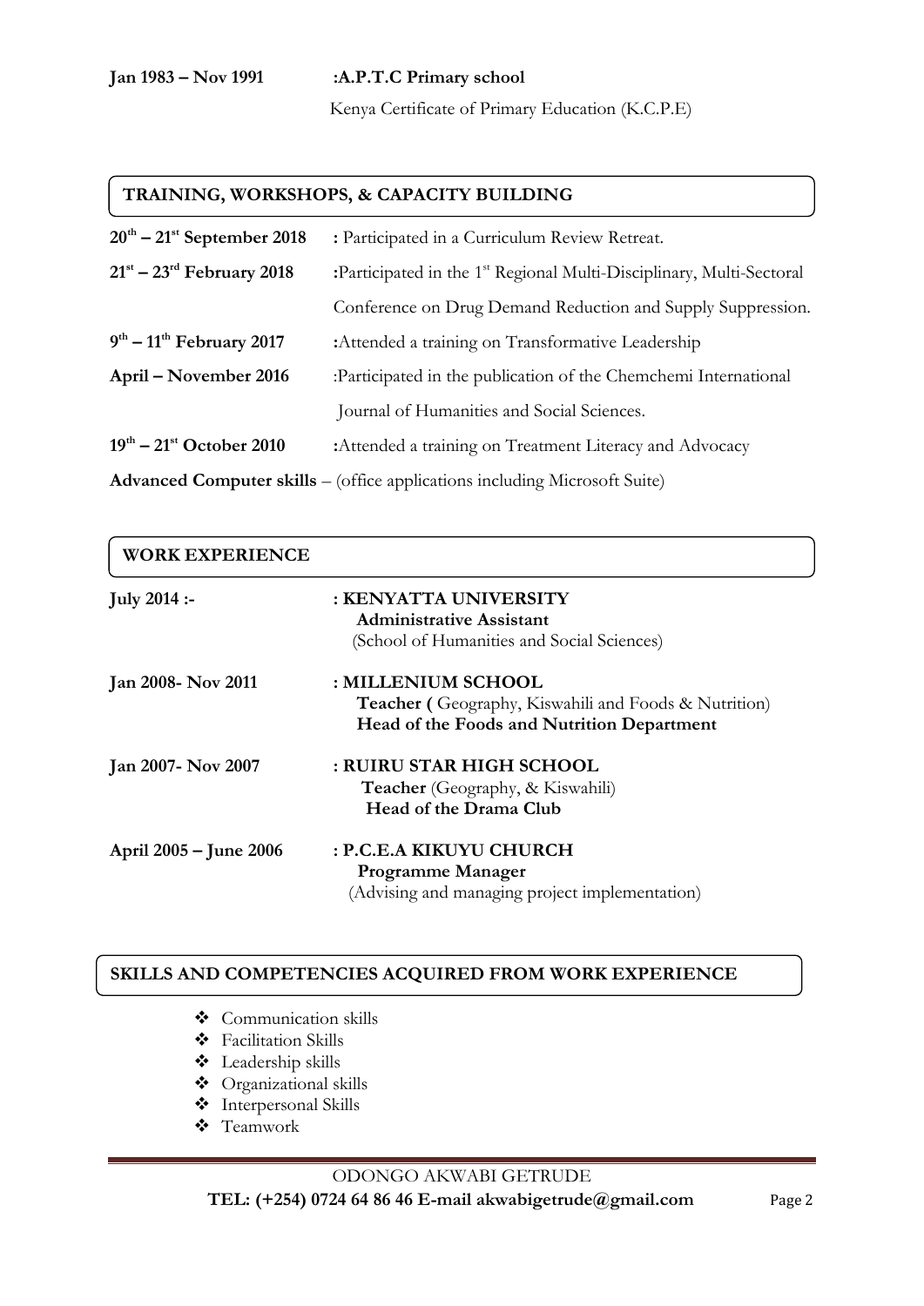**Jan 1983 – Nov 1991** **:A.P.T.C Primary school**
Kenya Certificate of Primary Education (K.C.P.E)

## TRAINING, WORKSHOPS, & CAPACITY BUILDING

| | |
|---|---|
| **20th – 21st September 2018** | : Participated in a Curriculum Review Retreat. |
| **21st – 23rd February 2018** | :Participated in the 1st Regional Multi-Disciplinary, Multi-Sectoral Conference on Drug Demand Reduction and Supply Suppression. |
| **9th – 11th February 2017** | :Attended a training on Transformative Leadership |
| **April – November 2016** | :Participated in the publication of the Chemchemi International Journal of Humanities and Social Sciences. |
| **19th – 21st October 2010** | :Attended a training on Treatment Literacy and Advocacy |

**Advanced Computer skills** – (office applications including Microsoft Suite)

## WORK EXPERIENCE

**July 2014 :-** : **KENYATTA UNIVERSITY**
**Administrative Assistant**
(School of Humanities and Social Sciences)

**Jan 2008- Nov 2011** : **MILLENIUM SCHOOL**
**Teacher (** Geography, Kiswahili and Foods & Nutrition)
**Head of the Foods and Nutrition Department**

**Jan 2007- Nov 2007** : **RUIRU STAR HIGH SCHOOL**
**Teacher** (Geography, & Kiswahili)
**Head of the Drama Club**

**April 2005 – June 2006** : **P.C.E.A KIKUYU CHURCH**
**Programme Manager**
(Advising and managing project implementation)

## SKILLS AND COMPETENCIES ACQUIRED FROM WORK EXPERIENCE

- Communication skills
- Facilitation Skills
- Leadership skills
- Organizational skills
- Interpersonal Skills
- Teamwork

ODONGO AKWABI GETRUDE
**TEL: (+254) 0724 64 86 46 E-mail akwabigetrude@gmail.com**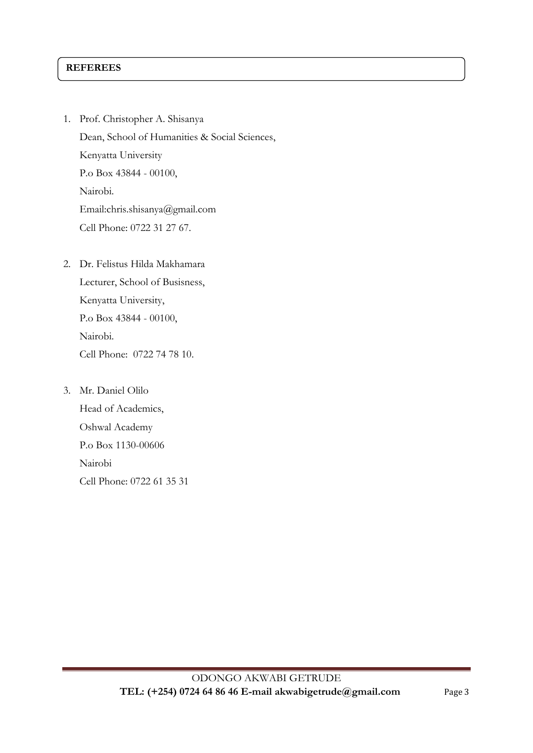## REFEREES

1. Prof. Christopher A. Shisanya
   Dean, School of Humanities & Social Sciences,
   Kenyatta University
   P.o Box 43844 - 00100,
   Nairobi.
   Email:chris.shisanya@gmail.com
   Cell Phone: 0722 31 27 67.

2. Dr. Felistus Hilda Makhamara
   Lecturer, School of Busisness,
   Kenyatta University,
   P.o Box 43844 - 00100,
   Nairobi.
   Cell Phone: 0722 74 78 10.

3. Mr. Daniel Olilo
   Head of Academics,
   Oshwal Academy
   P.o Box 1130-00606
   Nairobi
   Cell Phone: 0722 61 35 31